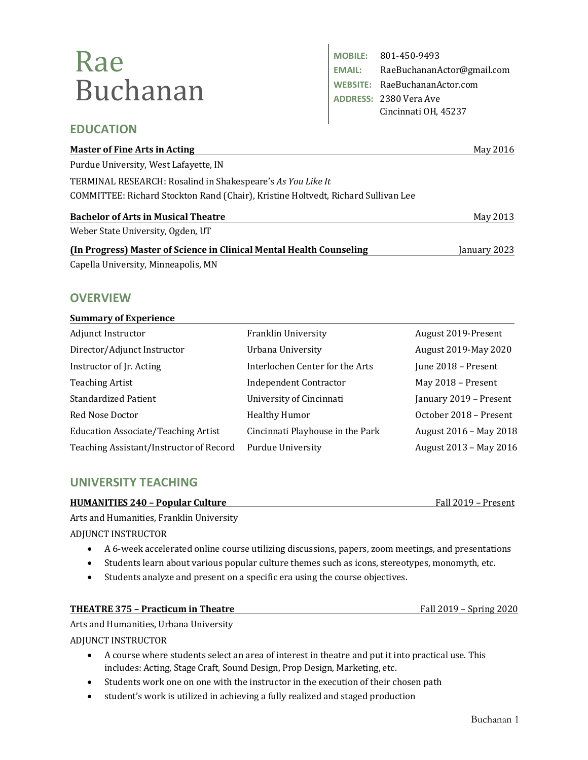# Rae Buchanan

**MOBILE:** 801-450-9493
**EMAIL:** RaeBuchananActor@gmail.com
**WEBSITE:** RaeBuchananActor.com
**ADDRESS:** 2380 Vera Ave
Cincinnati OH, 45237

## EDUCATION

**Master of Fine Arts in Acting** — May 2016

Purdue University, West Lafayette, IN

TERMINAL RESEARCH: Rosalind in Shakespeare's *As You Like It*
COMMITTEE: Richard Stockton Rand (Chair), Kristine Holtvedt, Richard Sullivan Lee

**Bachelor of Arts in Musical Theatre** — May 2013

Weber State University, Ogden, UT

**(In Progress) Master of Science in Clinical Mental Health Counseling** — January 2023

Capella University, Minneapolis, MN

## OVERVIEW

**Summary of Experience**

| | | |
|---|---|---|
| Adjunct Instructor | Franklin University | August 2019-Present |
| Director/Adjunct Instructor | Urbana University | August 2019-May 2020 |
| Instructor of Jr. Acting | Interlochen Center for the Arts | June 2018 – Present |
| Teaching Artist | Independent Contractor | May 2018 – Present |
| Standardized Patient | University of Cincinnati | January 2019 – Present |
| Red Nose Doctor | Healthy Humor | October 2018 – Present |
| Education Associate/Teaching Artist | Cincinnati Playhouse in the Park | August 2016 – May 2018 |
| Teaching Assistant/Instructor of Record | Purdue University | August 2013 – May 2016 |

## UNIVERSITY TEACHING

**HUMANITIES 240 – Popular Culture** — Fall 2019 – Present

Arts and Humanities, Franklin University

ADJUNCT INSTRUCTOR

- A 6-week accelerated online course utilizing discussions, papers, zoom meetings, and presentations
- Students learn about various popular culture themes such as icons, stereotypes, monomyth, etc.
- Students analyze and present on a specific era using the course objectives.

**THEATRE 375 – Practicum in Theatre** — Fall 2019 – Spring 2020

Arts and Humanities, Urbana University

ADJUNCT INSTRUCTOR

- A course where students select an area of interest in theatre and put it into practical use. This includes: Acting, Stage Craft, Sound Design, Prop Design, Marketing, etc.
- Students work one on one with the instructor in the execution of their chosen path
- student's work is utilized in achieving a fully realized and staged production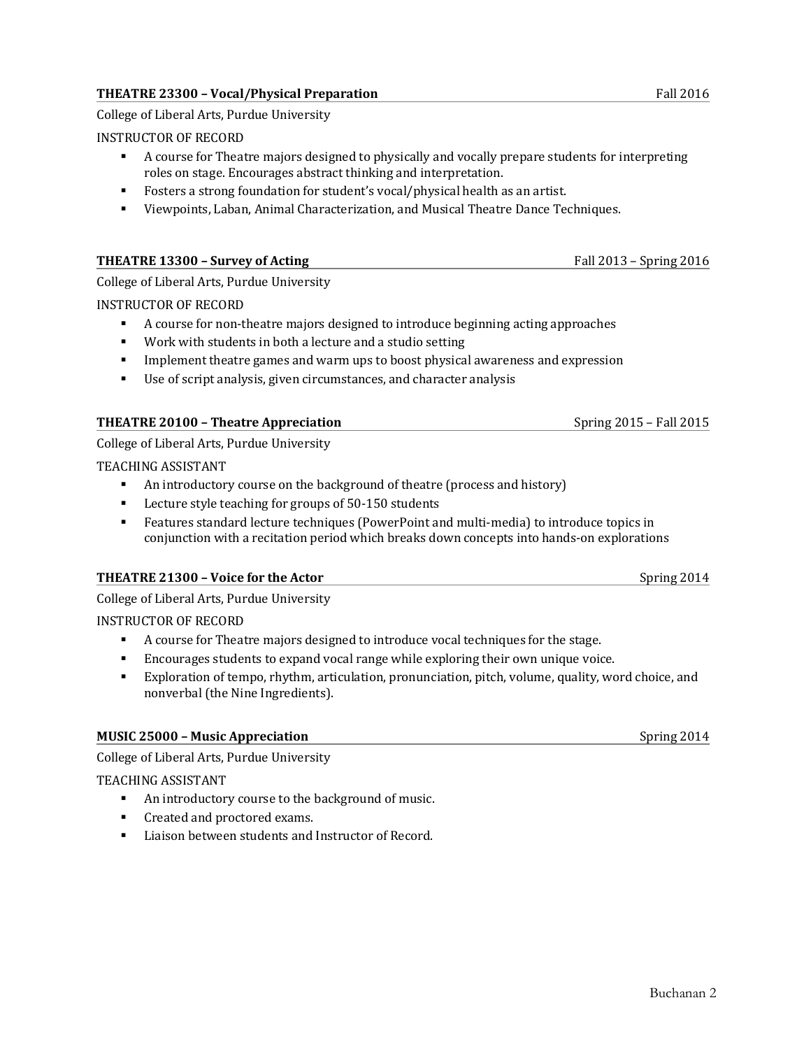**THEATRE 23300 – Vocal/Physical Preparation** Fall 2016

College of Liberal Arts, Purdue University

INSTRUCTOR OF RECORD

- A course for Theatre majors designed to physically and vocally prepare students for interpreting roles on stage. Encourages abstract thinking and interpretation.
- Fosters a strong foundation for student's vocal/physical health as an artist.
- Viewpoints, Laban, Animal Characterization, and Musical Theatre Dance Techniques.

**THEATRE 13300 – Survey of Acting** Fall 2013 – Spring 2016

College of Liberal Arts, Purdue University

INSTRUCTOR OF RECORD

- A course for non-theatre majors designed to introduce beginning acting approaches
- Work with students in both a lecture and a studio setting
- Implement theatre games and warm ups to boost physical awareness and expression
- Use of script analysis, given circumstances, and character analysis

**THEATRE 20100 – Theatre Appreciation** Spring 2015 – Fall 2015

College of Liberal Arts, Purdue University

TEACHING ASSISTANT

- An introductory course on the background of theatre (process and history)
- Lecture style teaching for groups of 50-150 students
- Features standard lecture techniques (PowerPoint and multi-media) to introduce topics in conjunction with a recitation period which breaks down concepts into hands-on explorations

**THEATRE 21300 – Voice for the Actor** Spring 2014

College of Liberal Arts, Purdue University

INSTRUCTOR OF RECORD

- A course for Theatre majors designed to introduce vocal techniques for the stage.
- Encourages students to expand vocal range while exploring their own unique voice.
- Exploration of tempo, rhythm, articulation, pronunciation, pitch, volume, quality, word choice, and nonverbal (the Nine Ingredients).

**MUSIC 25000 – Music Appreciation** Spring 2014

College of Liberal Arts, Purdue University

TEACHING ASSISTANT

- An introductory course to the background of music.
- Created and proctored exams.
- Liaison between students and Instructor of Record.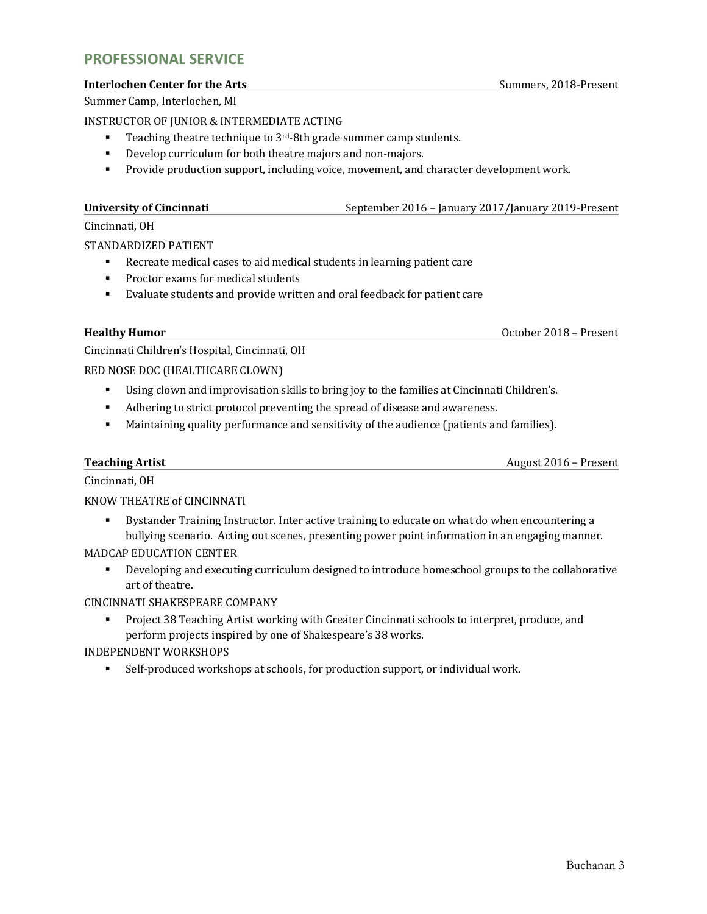## PROFESSIONAL SERVICE

**Interlochen Center for the Arts** Summers, 2018-Present

Summer Camp, Interlochen, MI

INSTRUCTOR OF JUNIOR & INTERMEDIATE ACTING

- Teaching theatre technique to 3rd-8th grade summer camp students.
- Develop curriculum for both theatre majors and non-majors.
- Provide production support, including voice, movement, and character development work.

**University of Cincinnati** September 2016 – January 2017/January 2019-Present

Cincinnati, OH

STANDARDIZED PATIENT

- Recreate medical cases to aid medical students in learning patient care
- Proctor exams for medical students
- Evaluate students and provide written and oral feedback for patient care

**Healthy Humor** October 2018 – Present

Cincinnati Children's Hospital, Cincinnati, OH

RED NOSE DOC (HEALTHCARE CLOWN)

- Using clown and improvisation skills to bring joy to the families at Cincinnati Children's.
- Adhering to strict protocol preventing the spread of disease and awareness.
- Maintaining quality performance and sensitivity of the audience (patients and families).

**Teaching Artist** August 2016 – Present

Cincinnati, OH

KNOW THEATRE of CINCINNATI

- Bystander Training Instructor. Inter active training to educate on what do when encountering a bullying scenario. Acting out scenes, presenting power point information in an engaging manner.

MADCAP EDUCATION CENTER

- Developing and executing curriculum designed to introduce homeschool groups to the collaborative art of theatre.

CINCINNATI SHAKESPEARE COMPANY

- Project 38 Teaching Artist working with Greater Cincinnati schools to interpret, produce, and perform projects inspired by one of Shakespeare's 38 works.

INDEPENDENT WORKSHOPS

- Self-produced workshops at schools, for production support, or individual work.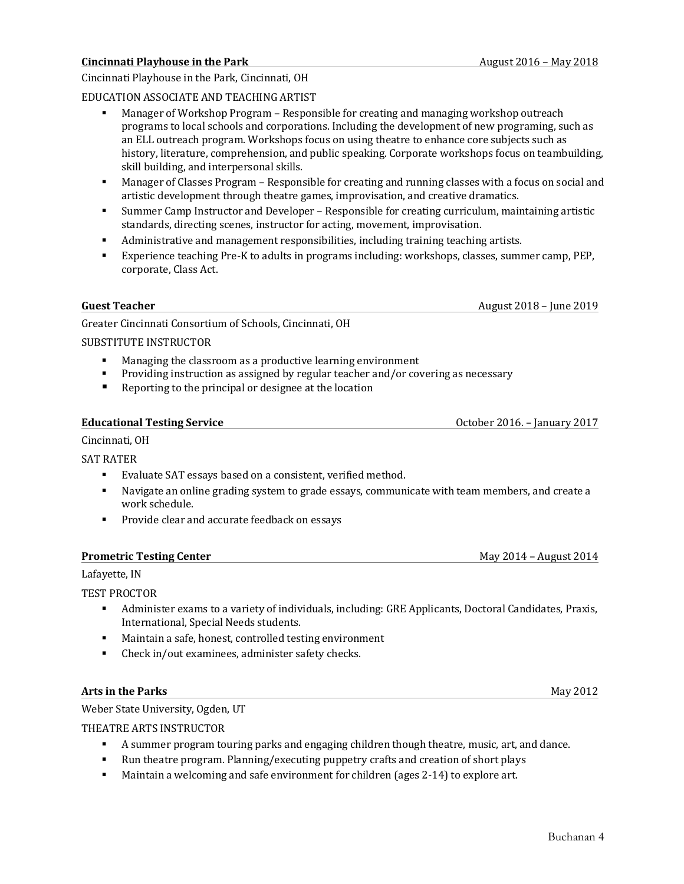**Cincinnati Playhouse in the Park** August 2016 – May 2018

Cincinnati Playhouse in the Park, Cincinnati, OH

EDUCATION ASSOCIATE AND TEACHING ARTIST

- Manager of Workshop Program – Responsible for creating and managing workshop outreach programs to local schools and corporations. Including the development of new programing, such as an ELL outreach program. Workshops focus on using theatre to enhance core subjects such as history, literature, comprehension, and public speaking. Corporate workshops focus on teambuilding, skill building, and interpersonal skills.
- Manager of Classes Program – Responsible for creating and running classes with a focus on social and artistic development through theatre games, improvisation, and creative dramatics.
- Summer Camp Instructor and Developer – Responsible for creating curriculum, maintaining artistic standards, directing scenes, instructor for acting, movement, improvisation.
- Administrative and management responsibilities, including training teaching artists.
- Experience teaching Pre-K to adults in programs including: workshops, classes, summer camp, PEP, corporate, Class Act.

**Guest Teacher** August 2018 – June 2019

Greater Cincinnati Consortium of Schools, Cincinnati, OH

SUBSTITUTE INSTRUCTOR

- Managing the classroom as a productive learning environment
- Providing instruction as assigned by regular teacher and/or covering as necessary
- Reporting to the principal or designee at the location

**Educational Testing Service** October 2016. – January 2017

Cincinnati, OH

SAT RATER

- Evaluate SAT essays based on a consistent, verified method.
- Navigate an online grading system to grade essays, communicate with team members, and create a work schedule.
- Provide clear and accurate feedback on essays

**Prometric Testing Center** May 2014 – August 2014

Lafayette, IN

TEST PROCTOR

- Administer exams to a variety of individuals, including: GRE Applicants, Doctoral Candidates, Praxis, International, Special Needs students.
- Maintain a safe, honest, controlled testing environment
- Check in/out examinees, administer safety checks.

**Arts in the Parks** May 2012

Weber State University, Ogden, UT

THEATRE ARTS INSTRUCTOR

- A summer program touring parks and engaging children though theatre, music, art, and dance.
- Run theatre program. Planning/executing puppetry crafts and creation of short plays
- Maintain a welcoming and safe environment for children (ages 2-14) to explore art.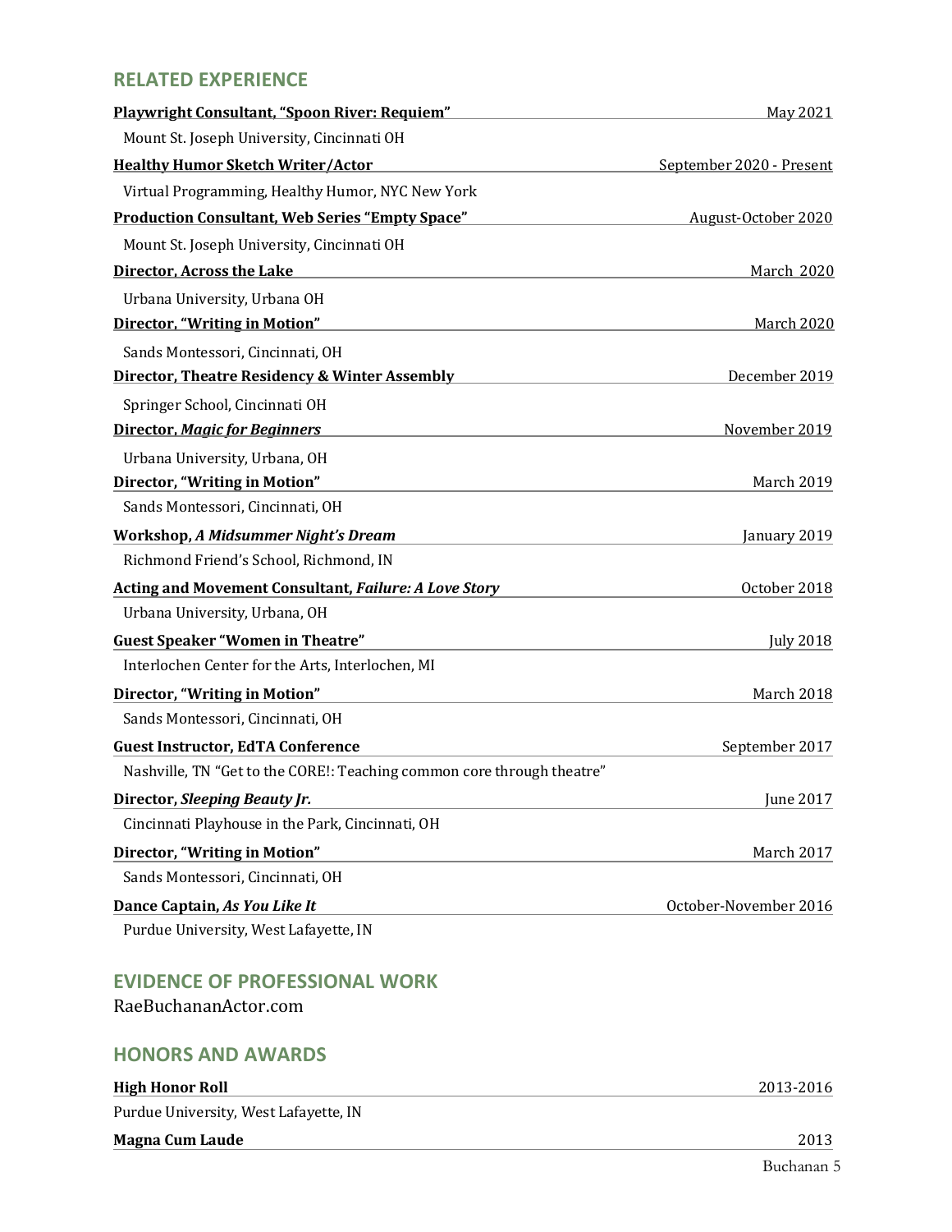## RELATED EXPERIENCE

**Playwright Consultant, "Spoon River: Requiem"** — May 2021
Mount St. Joseph University, Cincinnati OH

**Healthy Humor Sketch Writer/Actor** — September 2020 - Present
Virtual Programming, Healthy Humor, NYC New York

**Production Consultant, Web Series "Empty Space"** — August-October 2020
Mount St. Joseph University, Cincinnati OH

**Director, Across the Lake** — March 2020
Urbana University, Urbana OH

**Director, "Writing in Motion"** — March 2020
Sands Montessori, Cincinnati, OH

**Director, Theatre Residency & Winter Assembly** — December 2019
Springer School, Cincinnati OH

**Director, *Magic for Beginners*** — November 2019
Urbana University, Urbana, OH

**Director, "Writing in Motion"** — March 2019
Sands Montessori, Cincinnati, OH

**Workshop, *A Midsummer Night's Dream*** — January 2019
Richmond Friend's School, Richmond, IN

**Acting and Movement Consultant, *Failure: A Love Story*** — October 2018
Urbana University, Urbana, OH

**Guest Speaker "Women in Theatre"** — July 2018
Interlochen Center for the Arts, Interlochen, MI

**Director, "Writing in Motion"** — March 2018
Sands Montessori, Cincinnati, OH

**Guest Instructor, EdTA Conference** — September 2017
Nashville, TN "Get to the CORE!: Teaching common core through theatre"

**Director, *Sleeping Beauty Jr.*** — June 2017
Cincinnati Playhouse in the Park, Cincinnati, OH

**Director, "Writing in Motion"** — March 2017
Sands Montessori, Cincinnati, OH

**Dance Captain, *As You Like It*** — October-November 2016
Purdue University, West Lafayette, IN

## EVIDENCE OF PROFESSIONAL WORK

RaeBuchananActor.com

## HONORS AND AWARDS

**High Honor Roll** — 2013-2016
Purdue University, West Lafayette, IN

**Magna Cum Laude** — 2013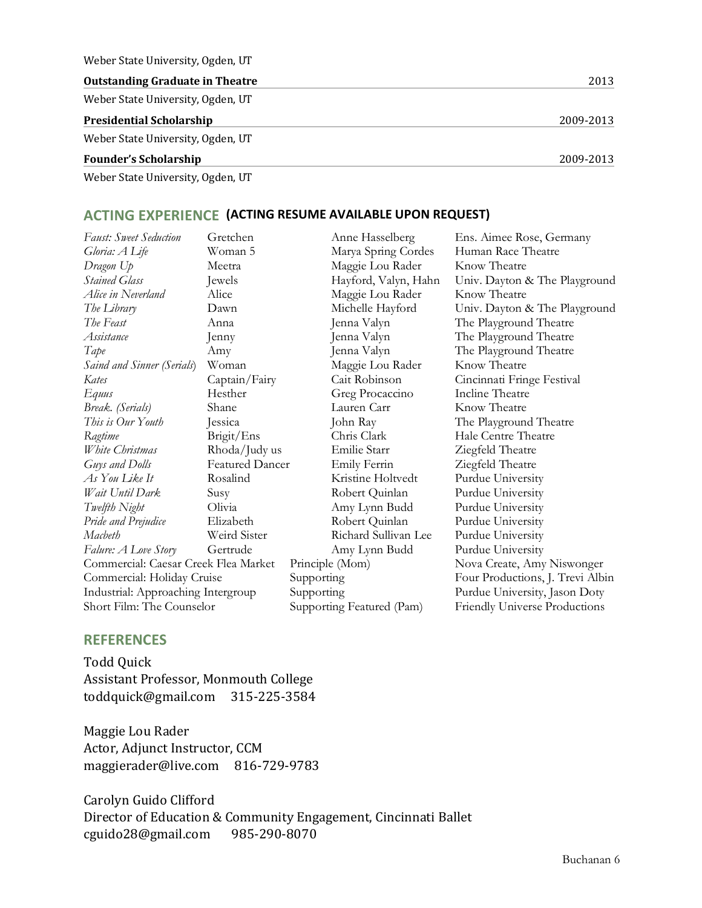Weber State University, Ogden, UT

**Outstanding Graduate in Theatre** 2013

Weber State University, Ogden, UT

**Presidential Scholarship** 2009-2013

Weber State University, Ogden, UT

**Founder's Scholarship** 2009-2013

Weber State University, Ogden, UT

## ACTING EXPERIENCE (ACTING RESUME AVAILABLE UPON REQUEST)

| | | | |
|---|---|---|---|
| *Faust: Sweet Seduction* | Gretchen | Anne Hasselberg | Ens. Aimee Rose, Germany |
| *Gloria: A Life* | Woman 5 | Marya Spring Cordes | Human Race Theatre |
| *Dragon Up* | Meetra | Maggie Lou Rader | Know Theatre |
| *Stained Glass* | Jewels | Hayford, Valyn, Hahn | Univ. Dayton & The Playground |
| *Alice in Neverland* | Alice | Maggie Lou Rader | Know Theatre |
| *The Library* | Dawn | Michelle Hayford | Univ. Dayton & The Playground |
| *The Feast* | Anna | Jenna Valyn | The Playground Theatre |
| *Assistance* | Jenny | Jenna Valyn | The Playground Theatre |
| *Tape* | Amy | Jenna Valyn | The Playground Theatre |
| *Saind and Sinner (Serials)* | Woman | Maggie Lou Rader | Know Theatre |
| *Kates* | Captain/Fairy | Cait Robinson | Cincinnati Fringe Festival |
| *Equus* | Hesther | Greg Procaccino | Incline Theatre |
| *Break. (Serials)* | Shane | Lauren Carr | Know Theatre |
| *This is Our Youth* | Jessica | John Ray | The Playground Theatre |
| *Ragtime* | Brigit/Ens | Chris Clark | Hale Centre Theatre |
| *White Christmas* | Rhoda/Judy us | Emilie Starr | Ziegfeld Theatre |
| *Guys and Dolls* | Featured Dancer | Emily Ferrin | Ziegfeld Theatre |
| *As You Like It* | Rosalind | Kristine Holtvedt | Purdue University |
| *Wait Until Dark* | Susy | Robert Quinlan | Purdue University |
| *Twelfth Night* | Olivia | Amy Lynn Budd | Purdue University |
| *Pride and Prejudice* | Elizabeth | Robert Quinlan | Purdue University |
| *Macbeth* | Weird Sister | Richard Sullivan Lee | Purdue University |
| *Falure: A Love Story* | Gertrude | Amy Lynn Budd | Purdue University |
| Commercial: Caesar Creek Flea Market | | Principle (Mom) | Nova Create, Amy Niswonger |
| Commercial: Holiday Cruise | | Supporting | Four Productions, J. Trevi Albin |
| Industrial: Approaching Intergroup | | Supporting | Purdue University, Jason Doty |
| Short Film: The Counselor | | Supporting Featured (Pam) | Friendly Universe Productions |

## REFERENCES

Todd Quick
Assistant Professor, Monmouth College
toddquick@gmail.com 315-225-3584

Maggie Lou Rader
Actor, Adjunct Instructor, CCM
maggierader@live.com 816-729-9783

Carolyn Guido Clifford
Director of Education & Community Engagement, Cincinnati Ballet
cguido28@gmail.com 985-290-8070